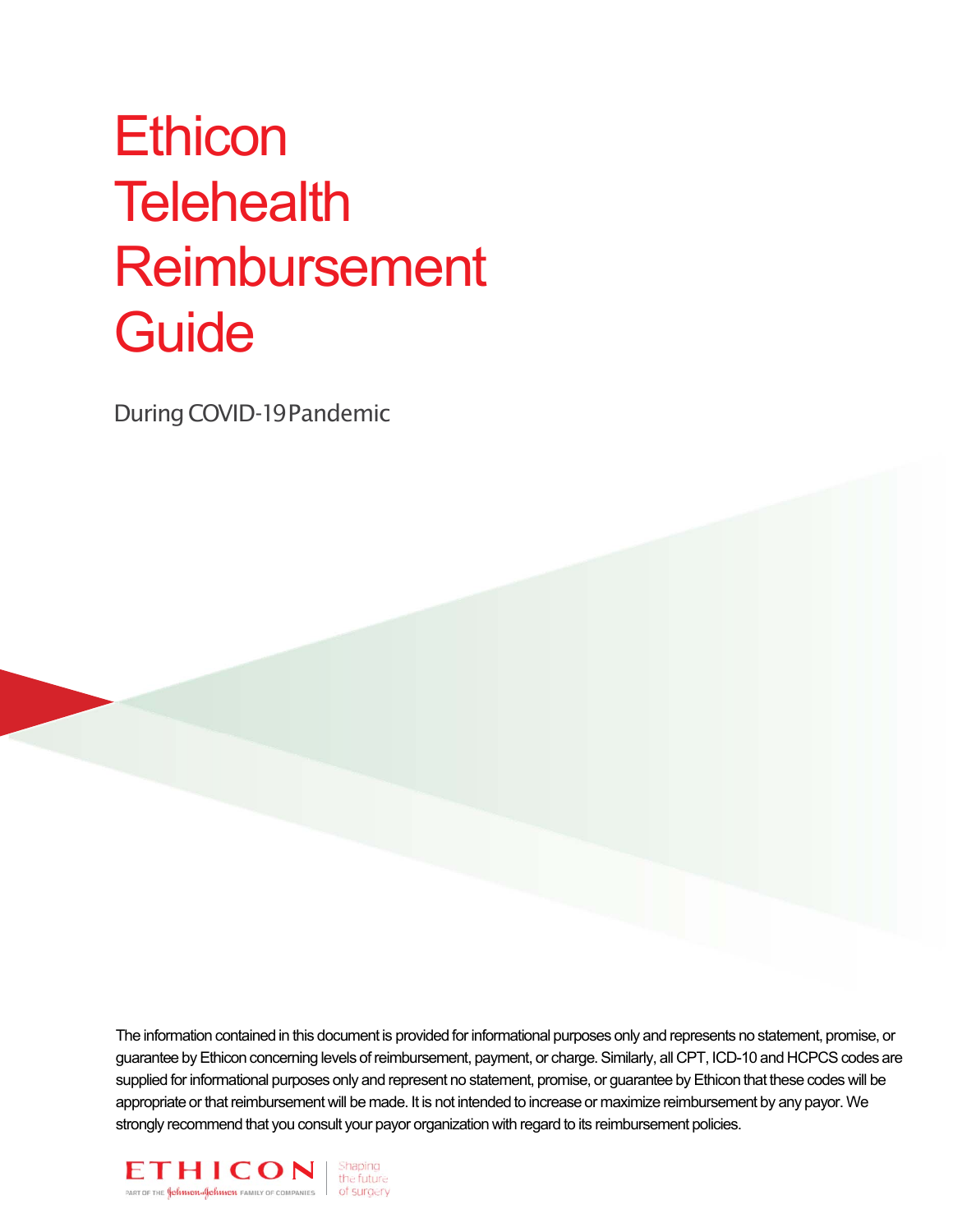# Ethicon Telehealth Reimbursement Guide

During COVID-19 Pandemic

The information contained in this document is provided for informational purposes only and represents no statement, promise, or guarantee by Ethicon concerning levels of reimbursement, payment, or charge. Similarly, all CPT, ICD-10 and HCPCS codes are supplied for informational purposes only and represent no statement, promise, or guarantee by Ethicon that these codes will be appropriate or that reimbursement will be made. It is not intended to increase or maximize reimbursement by any payor. We strongly recommend that you consult your payor organization with regard to its reimbursement policies.

ETHICON PART OF THE Johnson & Johnson FAMILY OF COMPANIES | Shaping the future of surgery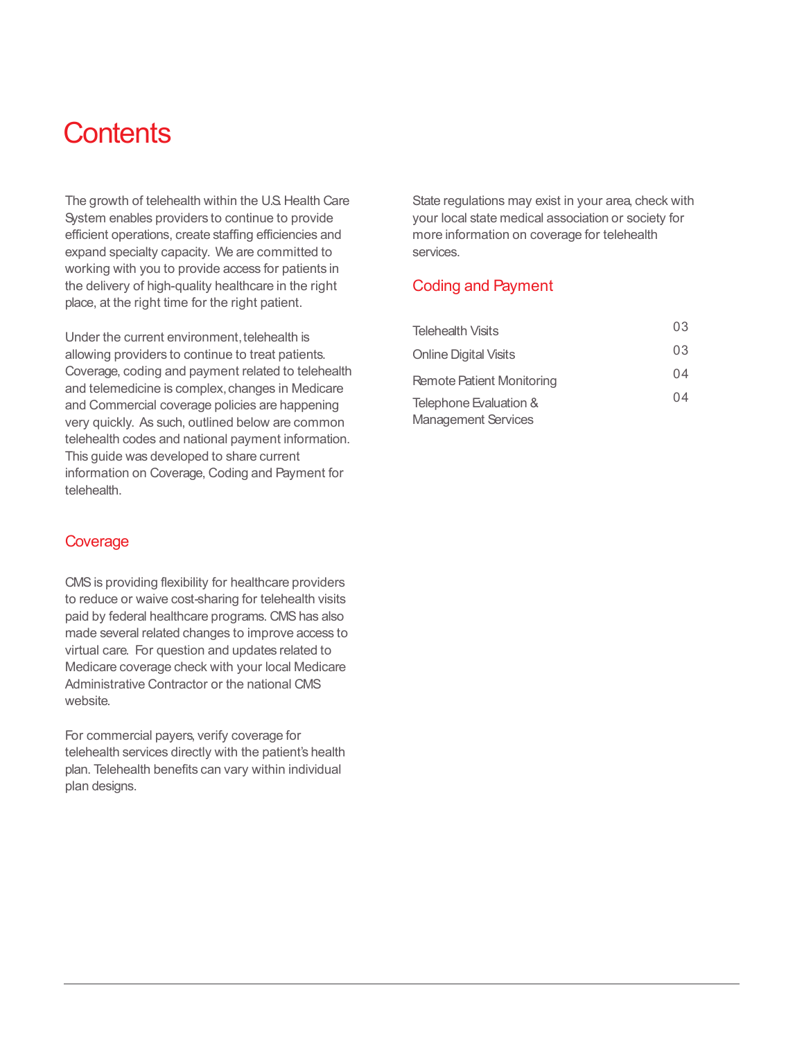# Contents

The growth of telehealth within the U.S. Health Care System enables providers to continue to provide efficient operations, create staffing efficiencies and expand specialty capacity. We are committed to working with you to provide access for patients in the delivery of high-quality healthcare in the right place, at the right time for the right patient.

Under the current environment, telehealth is allowing providers to continue to treat patients. Coverage, coding and payment related to telehealth and telemedicine is complex, changes in Medicare and Commercial coverage policies are happening very quickly. As such, outlined below are common telehealth codes and national payment information. This guide was developed to share current information on Coverage, Coding and Payment for telehealth.

## Coverage

CMS is providing flexibility for healthcare providers to reduce or waive cost-sharing for telehealth visits paid by federal healthcare programs. CMS has also made several related changes to improve access to virtual care. For question and updates related to Medicare coverage check with your local Medicare Administrative Contractor or the national CMS website.

For commercial payers, verify coverage for telehealth services directly with the patient's health plan. Telehealth benefits can vary within individual plan designs.

State regulations may exist in your area, check with your local state medical association or society for more information on coverage for telehealth services.

## Coding and Payment

| | |
|---|---|
| Telehealth Visits | 03 |
| Online Digital Visits | 03 |
| Remote Patient Monitoring | 04 |
| Telephone Evaluation & Management Services | 04 |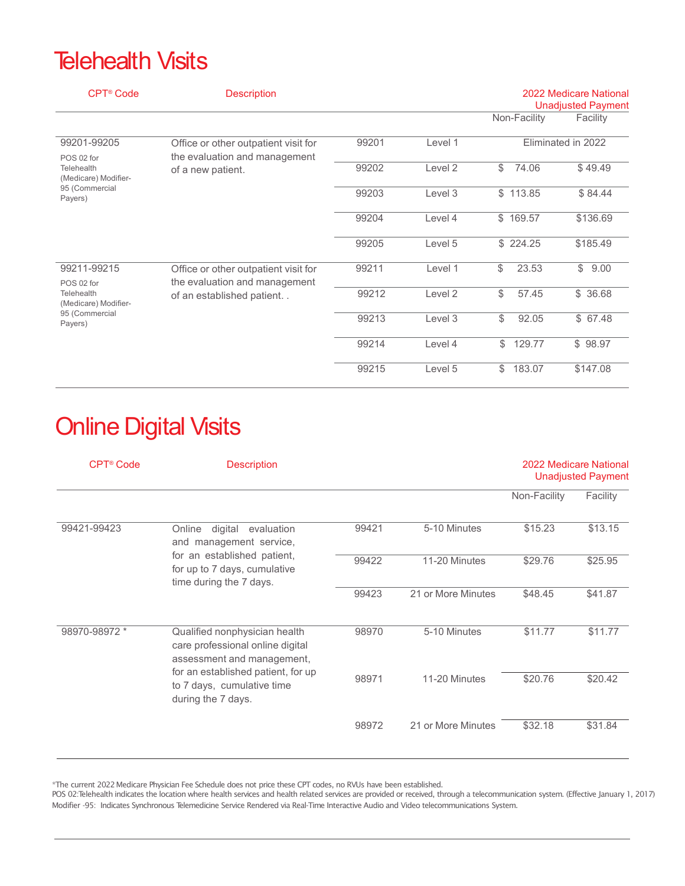# Telehealth Visits

| CPT® Code | Description | | | 2022 Medicare National Unadjusted Payment | |
|---|---|---|---|---|---|
| | | | | Non-Facility | Facility |
| 99201-99205<br>POS 02 for Telehealth (Medicare) Modifier-95 (Commercial Payers) | Office or other outpatient visit for the evaluation and management of a new patient. | 99201 | Level 1 | Eliminated in 2022 | |
| | | 99202 | Level 2 | $ 74.06 | $ 49.49 |
| | | 99203 | Level 3 | $ 113.85 | $ 84.44 |
| | | 99204 | Level 4 | $ 169.57 | $136.69 |
| | | 99205 | Level 5 | $ 224.25 | $185.49 |
| 99211-99215<br>POS 02 for Telehealth (Medicare) Modifier-95 (Commercial Payers) | Office or other outpatient visit for the evaluation and management of an established patient. . | 99211 | Level 1 | $ 23.53 | $ 9.00 |
| | | 99212 | Level 2 | $ 57.45 | $ 36.68 |
| | | 99213 | Level 3 | $ 92.05 | $ 67.48 |
| | | 99214 | Level 4 | $ 129.77 | $ 98.97 |
| | | 99215 | Level 5 | $ 183.07 | $147.08 |

# Online Digital Visits

| CPT® Code | Description | | | 2022 Medicare National Unadjusted Payment | |
|---|---|---|---|---|---|
| | | | | Non-Facility | Facility |
| 99421-99423 | Online digital evaluation and management service, for an established patient, for up to 7 days, cumulative time during the 7 days. | 99421 | 5-10 Minutes | $15.23 | $13.15 |
| | | 99422 | 11-20 Minutes | $29.76 | $25.95 |
| | | 99423 | 21 or More Minutes | $48.45 | $41.87 |
| 98970-98972 * | Qualified nonphysician health care professional online digital assessment and management, for an established patient, for up to 7 days, cumulative time during the 7 days. | 98970 | 5-10 Minutes | $11.77 | $11.77 |
| | | 98971 | 11-20 Minutes | $20.76 | $20.42 |
| | | 98972 | 21 or More Minutes | $32.18 | $31.84 |

*The current 2022 Medicare Physician Fee Schedule does not price these CPT codes, no RVUs have been established.
POS 02:Telehealth indicates the location where health services and health related services are provided or received, through a telecommunication system. (Effective January 1, 2017)
Modifier -95: Indicates Synchronous Telemedicine Service Rendered via Real-Time Interactive Audio and Video telecommunications System.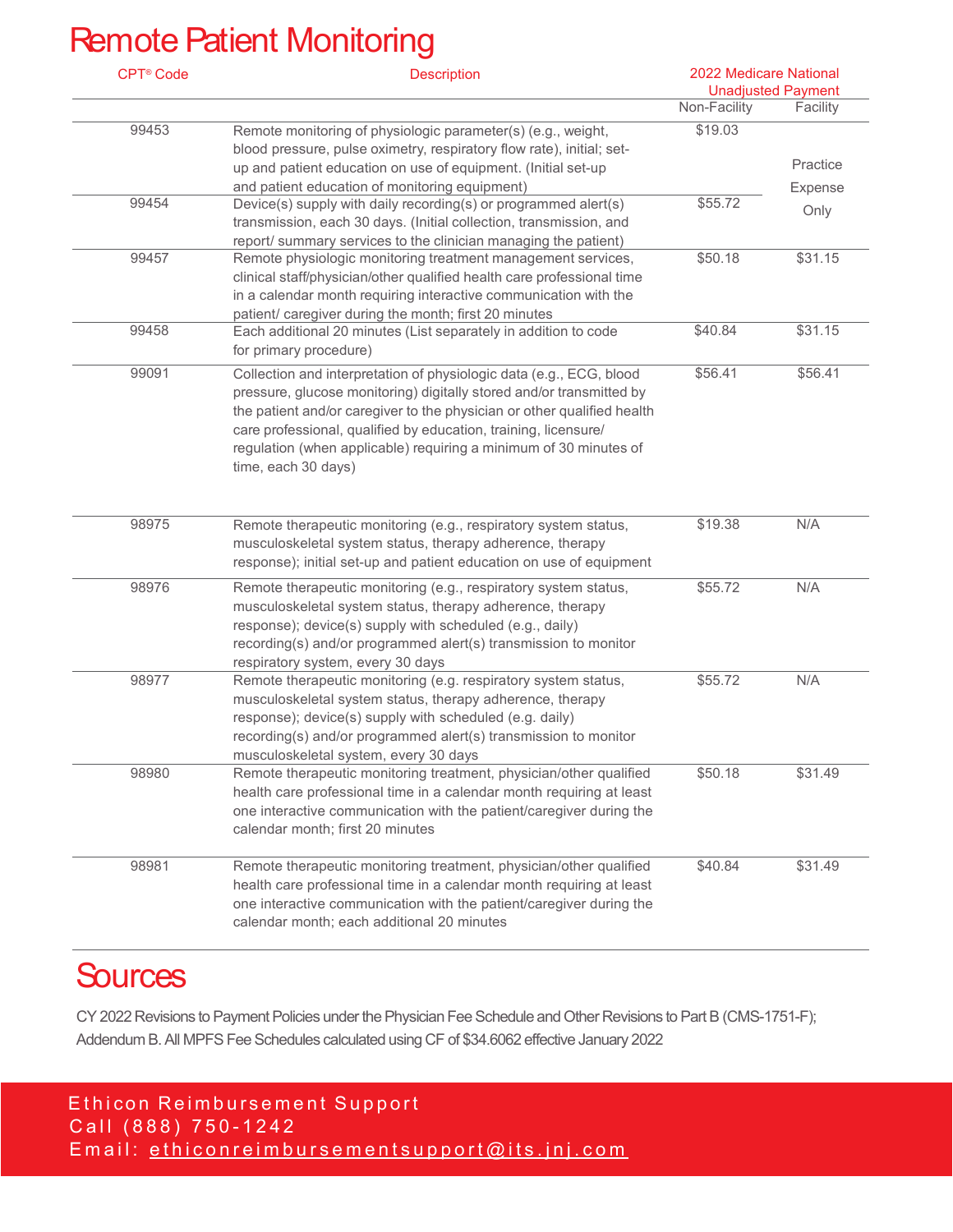# Remote Patient Monitoring

| CPT® Code | Description | 2022 Medicare National Unadjusted Payment | |
|---|---|---|---|
| | | Non-Facility | Facility |
| 99453 | Remote monitoring of physiologic parameter(s) (e.g., weight, blood pressure, pulse oximetry, respiratory flow rate), initial; set-up and patient education on use of equipment. (Initial set-up and patient education of monitoring equipment) | $19.03 | Practice Expense Only |
| 99454 | Device(s) supply with daily recording(s) or programmed alert(s) transmission, each 30 days. (Initial collection, transmission, and report/ summary services to the clinician managing the patient) | $55.72 | |
| 99457 | Remote physiologic monitoring treatment management services, clinical staff/physician/other qualified health care professional time in a calendar month requiring interactive communication with the patient/ caregiver during the month; first 20 minutes | $50.18 | $31.15 |
| 99458 | Each additional 20 minutes (List separately in addition to code for primary procedure) | $40.84 | $31.15 |
| 99091 | Collection and interpretation of physiologic data (e.g., ECG, blood pressure, glucose monitoring) digitally stored and/or transmitted by the patient and/or caregiver to the physician or other qualified health care professional, qualified by education, training, licensure/ regulation (when applicable) requiring a minimum of 30 minutes of time, each 30 days) | $56.41 | $56.41 |
| 98975 | Remote therapeutic monitoring (e.g., respiratory system status, musculoskeletal system status, therapy adherence, therapy response); initial set-up and patient education on use of equipment | $19.38 | N/A |
| 98976 | Remote therapeutic monitoring (e.g., respiratory system status, musculoskeletal system status, therapy adherence, therapy response); device(s) supply with scheduled (e.g., daily) recording(s) and/or programmed alert(s) transmission to monitor respiratory system, every 30 days | $55.72 | N/A |
| 98977 | Remote therapeutic monitoring (e.g. respiratory system status, musculoskeletal system status, therapy adherence, therapy response); device(s) supply with scheduled (e.g. daily) recording(s) and/or programmed alert(s) transmission to monitor musculoskeletal system, every 30 days | $55.72 | N/A |
| 98980 | Remote therapeutic monitoring treatment, physician/other qualified health care professional time in a calendar month requiring at least one interactive communication with the patient/caregiver during the calendar month; first 20 minutes | $50.18 | $31.49 |
| 98981 | Remote therapeutic monitoring treatment, physician/other qualified health care professional time in a calendar month requiring at least one interactive communication with the patient/caregiver during the calendar month; each additional 20 minutes | $40.84 | $31.49 |

# Sources

CY 2022 Revisions to Payment Policies under the Physician Fee Schedule and Other Revisions to Part B (CMS-1751-F); Addendum B. All MPFS Fee Schedules calculated using CF of $34.6062 effective January 2022

Ethicon Reimbursement Support
Call (888) 750-1242
Email: ethiconreimbursementsupport@its.jnj.com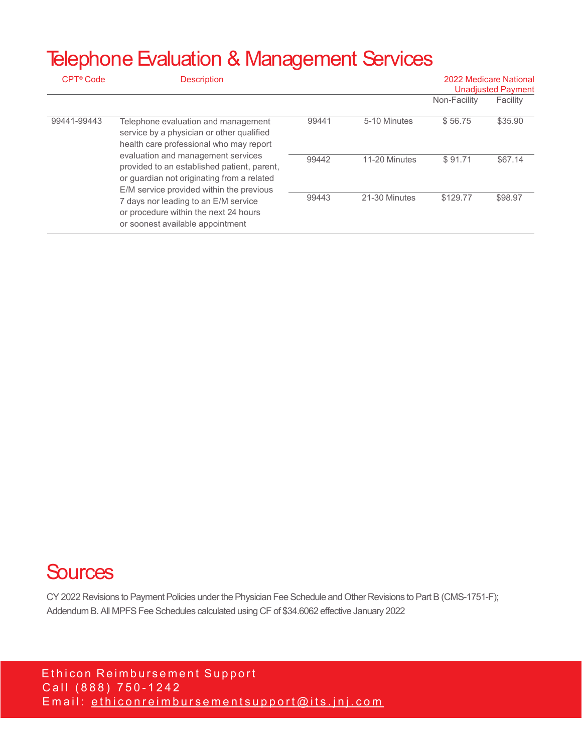# Telephone Evaluation & Management Services

| CPT® Code | Description | | | 2022 Medicare National Unadjusted Payment | |
|---|---|---|---|---|---|
| | | | | Non-Facility | Facility |
| 99441-99443 | Telephone evaluation and management service by a physician or other qualified health care professional who may report evaluation and management services provided to an established patient, parent, or guardian not originating from a related E/M service provided within the previous 7 days nor leading to an E/M service or procedure within the next 24 hours or soonest available appointment | 99441 | 5-10 Minutes | $ 56.75 | $35.90 |
| | | 99442 | 11-20 Minutes | $ 91.71 | $67.14 |
| | | 99443 | 21-30 Minutes | $129.77 | $98.97 |

# Sources

CY 2022 Revisions to Payment Policies under the Physician Fee Schedule and Other Revisions to Part B (CMS-1751-F); Addendum B. All MPFS Fee Schedules calculated using CF of $34.6062 effective January 2022

Ethicon Reimbursement Support
Call (888) 750-1242
Email: ethiconreimbursementsupport@its.jnj.com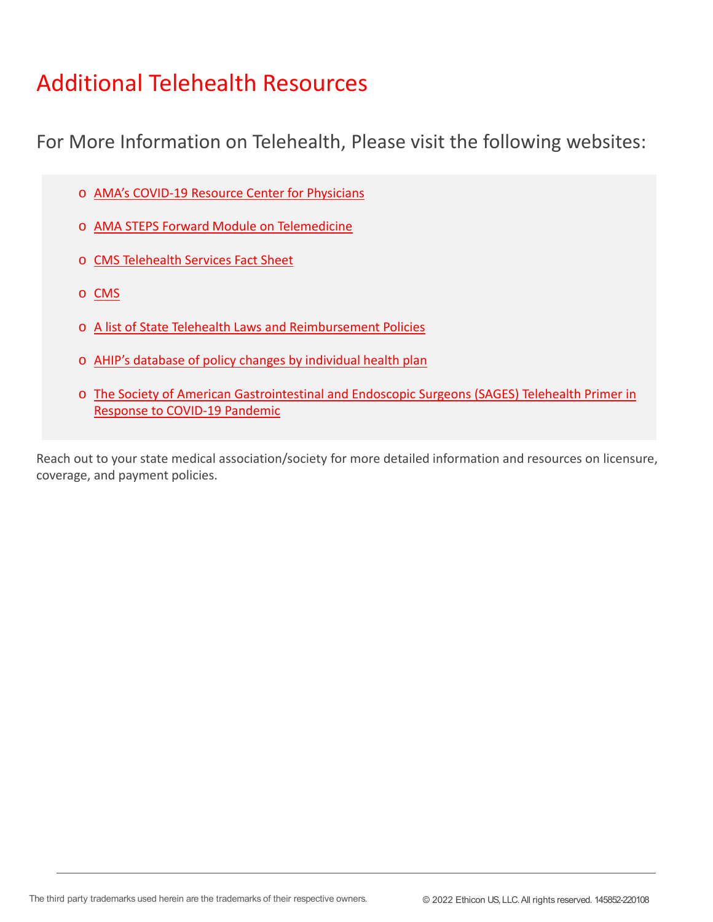# Additional Telehealth Resources

## For More Information on Telehealth, Please visit the following websites:

- AMA's COVID-19 Resource Center for Physicians
- AMA STEPS Forward Module on Telemedicine
- CMS Telehealth Services Fact Sheet
- CMS
- A list of State Telehealth Laws and Reimbursement Policies
- AHIP's database of policy changes by individual health plan
- The Society of American Gastrointestinal and Endoscopic Surgeons (SAGES) Telehealth Primer in Response to COVID-19 Pandemic

Reach out to your state medical association/society for more detailed information and resources on licensure, coverage, and payment policies.

The third party trademarks used herein are the trademarks of their respective owners.

© 2022 Ethicon US, LLC. All rights reserved. 145852-220108